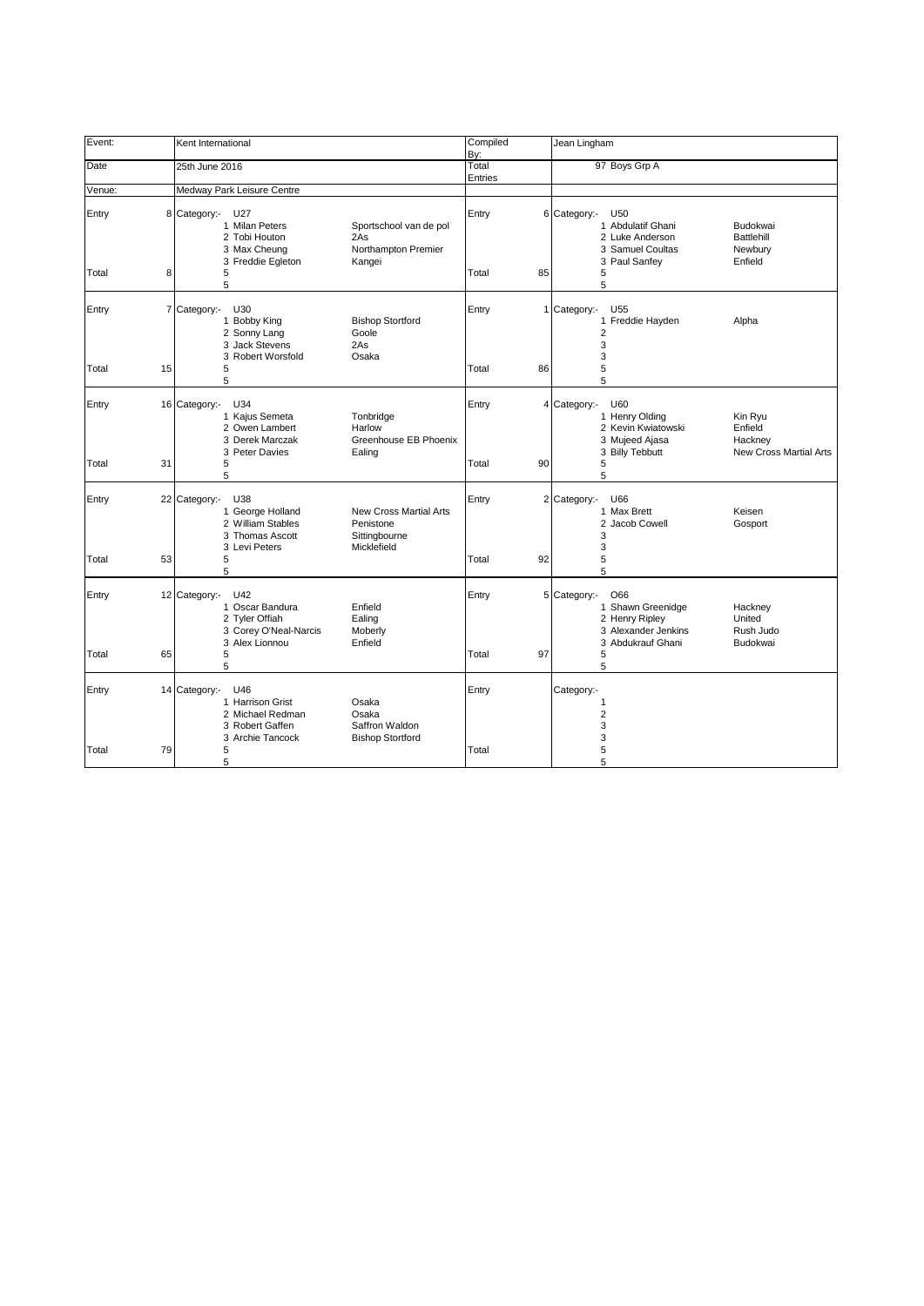| Event: | Kent International | | Compiled By: | Jean Lingham | |
|---|---|---|---|---|---|
| Date | 25th June 2016 | | Total Entries | 97 Boys Grp A | |
| Venue: | Medway Park Leisure Centre | | | | |

| | | | | | | | | |
|---|---|---|---|---|---|---|---|---|
| Entry | 8 | Category:- U27 | | Entry | 6 | Category:- U50 | |
| | | 1 Milan Peters | Sportschool van de pol | | | 1 Abdulatif Ghani | Budokwai |
| | | 2 Tobi Houton | 2As | | | 2 Luke Anderson | Battlehill |
| | | 3 Max Cheung | Northampton Premier | | | 3 Samuel Coultas | Newbury |
| | | 3 Freddie Egleton | Kangei | | | 3 Paul Sanfey | Enfield |
| Total | 8 | 5 | | Total | 85 | 5 | |
| | | 5 | | | | 5 | |
| Entry | 7 | Category:- U30 | | Entry | 1 | Category:- U55 | |
| | | 1 Bobby King | Bishop Stortford | | | 1 Freddie Hayden | Alpha |
| | | 2 Sonny Lang | Goole | | | 2 | |
| | | 3 Jack Stevens | 2As | | | 3 | |
| | | 3 Robert Worsfold | Osaka | | | 3 | |
| Total | 15 | 5 | | Total | 86 | 5 | |
| | | 5 | | | | 5 | |
| Entry | 16 | Category:- U34 | | Entry | 4 | Category:- U60 | |
| | | 1 Kajus Semeta | Tonbridge | | | 1 Henry Olding | Kin Ryu |
| | | 2 Owen Lambert | Harlow | | | 2 Kevin Kwiatowski | Enfield |
| | | 3 Derek Marczak | Greenhouse EB Phoenix | | | 3 Mujeed Ajasa | Hackney |
| | | 3 Peter Davies | Ealing | | | 3 Billy Tebbutt | New Cross Martial Arts |
| Total | 31 | 5 | | Total | 90 | 5 | |
| | | 5 | | | | 5 | |
| Entry | 22 | Category:- U38 | | Entry | 2 | Category:- U66 | |
| | | 1 George Holland | New Cross Martial Arts | | | 1 Max Brett | Keisen |
| | | 2 William Stables | Penistone | | | 2 Jacob Cowell | Gosport |
| | | 3 Thomas Ascott | Sittingbourne | | | 3 | |
| | | 3 Levi Peters | Micklefield | | | 3 | |
| Total | 53 | 5 | | Total | 92 | 5 | |
| | | 5 | | | | 5 | |
| Entry | 12 | Category:- U42 | | Entry | 5 | Category:- O66 | |
| | | 1 Oscar Bandura | Enfield | | | 1 Shawn Greenidge | Hackney |
| | | 2 Tyler Offiah | Ealing | | | 2 Henry Ripley | United |
| | | 3 Corey O'Neal-Narcis | Moberly | | | 3 Alexander Jenkins | Rush Judo |
| | | 3 Alex Lionnou | Enfield | | | 3 Abdukrauf Ghani | Budokwai |
| Total | 65 | 5 | | Total | 97 | 5 | |
| | | 5 | | | | 5 | |
| Entry | 14 | Category:- U46 | | Entry | | Category:- | |
| | | 1 Harrison Grist | Osaka | | | 1 | |
| | | 2 Michael Redman | Osaka | | | 2 | |
| | | 3 Robert Gaffen | Saffron Waldon | | | 3 | |
| | | 3 Archie Tancock | Bishop Stortford | | | 3 | |
| Total | 79 | 5 | | Total | | 5 | |
| | | 5 | | | | 5 | |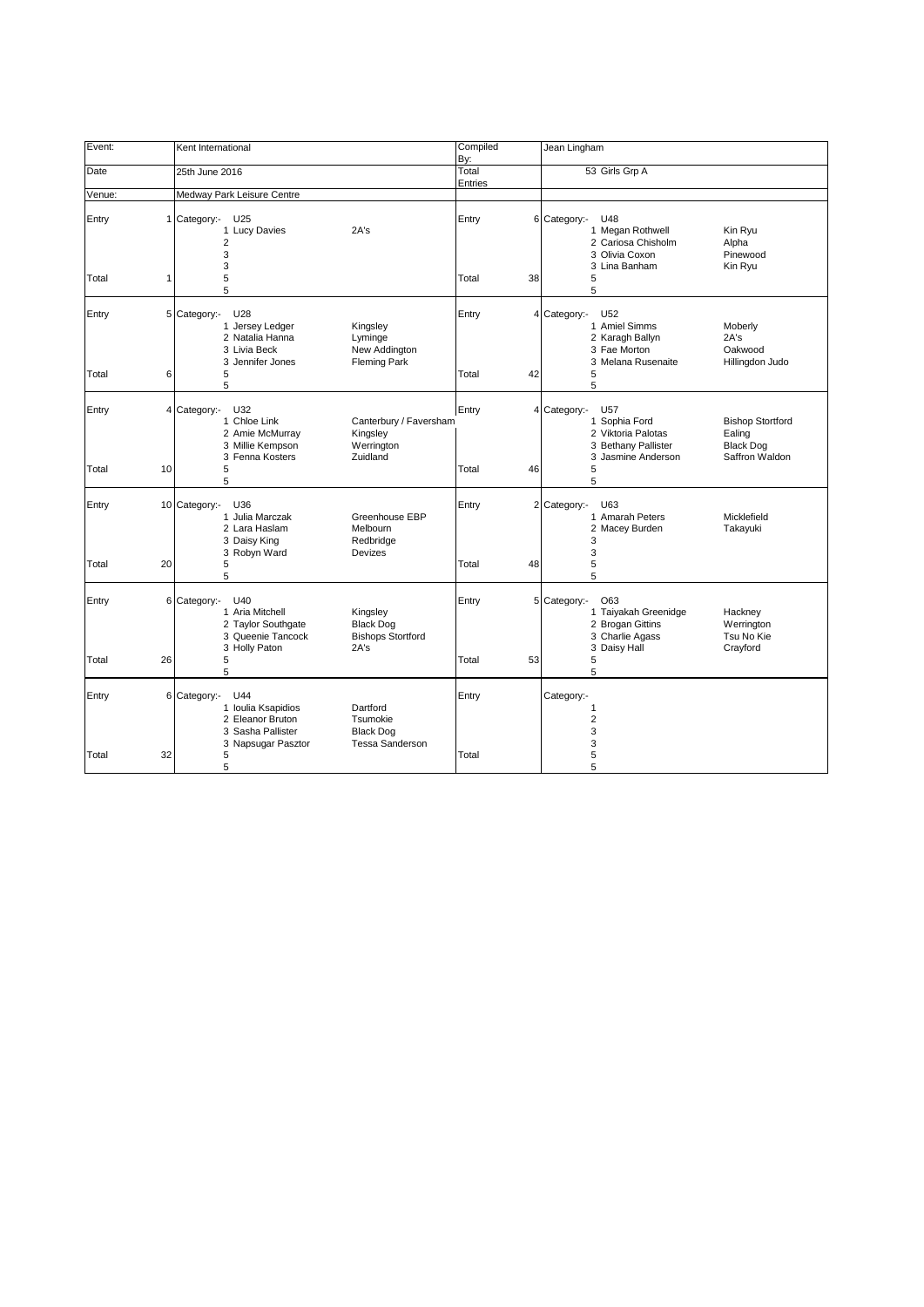| Event: | Kent International | | Compiled By: | Jean Lingham | |
|---|---|---|---|---|---|
| Date | 25th June 2016 | | Total Entries | 53 Girls Grp A | |
| Venue: | Medway Park Leisure Centre | | | | |

| Entry | Category:- | | | Entry | Category:- | | |
|---|---|---|---|---|---|---|---|
| 1 | U25 | | | 6 | U48 | | |
| | 1 | Lucy Davies | 2A's | | 1 | Megan Rothwell | Kin Ryu |
| | 2 | | | | 2 | Cariosa Chisholm | Alpha |
| | 3 | | | | 3 | Olivia Coxon | Pinewood |
| | 3 | | | | 3 | Lina Banham | Kin Ryu |
| Total 1 | 5 | | | Total 38 | 5 | | |
| | 5 | | | | 5 | | |
| 5 | U28 | | | 4 | U52 | | |
| | 1 | Jersey Ledger | Kingsley | | 1 | Amiel Simms | Moberly |
| | 2 | Natalia Hanna | Lyminge | | 2 | Karagh Ballyn | 2A's |
| | 3 | Livia Beck | New Addington | | 3 | Fae Morton | Oakwood |
| | 3 | Jennifer Jones | Fleming Park | | 3 | Melana Rusenaite | Hillingdon Judo |
| Total 6 | 5 | | | Total 42 | 5 | | |
| | 5 | | | | 5 | | |
| 4 | U32 | | | 4 | U57 | | |
| | 1 | Chloe Link | Canterbury / Faversham | | 1 | Sophia Ford | Bishop Stortford |
| | 2 | Amie McMurray | Kingsley | | 2 | Viktoria Palotas | Ealing |
| | 3 | Millie Kempson | Werrington | | 3 | Bethany Pallister | Black Dog |
| | 3 | Fenna Kosters | Zuidland | | 3 | Jasmine Anderson | Saffron Waldon |
| Total 10 | 5 | | | Total 46 | 5 | | |
| | 5 | | | | 5 | | |
| 10 | U36 | | | 2 | U63 | | |
| | 1 | Julia Marczak | Greenhouse EBP | | 1 | Amarah Peters | Micklefield |
| | 2 | Lara Haslam | Melbourn | | 2 | Macey Burden | Takayuki |
| | 3 | Daisy King | Redbridge | | 3 | | |
| | 3 | Robyn Ward | Devizes | | 3 | | |
| Total 20 | 5 | | | Total 48 | 5 | | |
| | 5 | | | | 5 | | |
| 6 | U40 | | | 5 | O63 | | |
| | 1 | Aria Mitchell | Kingsley | | 1 | Taiyakah Greenidge | Hackney |
| | 2 | Taylor Southgate | Black Dog | | 2 | Brogan Gittins | Werrington |
| | 3 | Queenie Tancock | Bishops Stortford | | 3 | Charlie Agass | Tsu No Kie |
| | 3 | Holly Paton | 2A's | | 3 | Daisy Hall | Crayford |
| Total 26 | 5 | | | Total 53 | 5 | | |
| | 5 | | | | 5 | | |
| 6 | U44 | | | | | | |
| | 1 | Ioulia Ksapidios | Dartford | | 1 | | |
| | 2 | Eleanor Bruton | Tsumokie | | 2 | | |
| | 3 | Sasha Pallister | Black Dog | | 3 | | |
| | 3 | Napsugar Pasztor | Tessa Sanderson | | 3 | | |
| Total 32 | 5 | | | Total | 5 | | |
| | 5 | | | | 5 | | |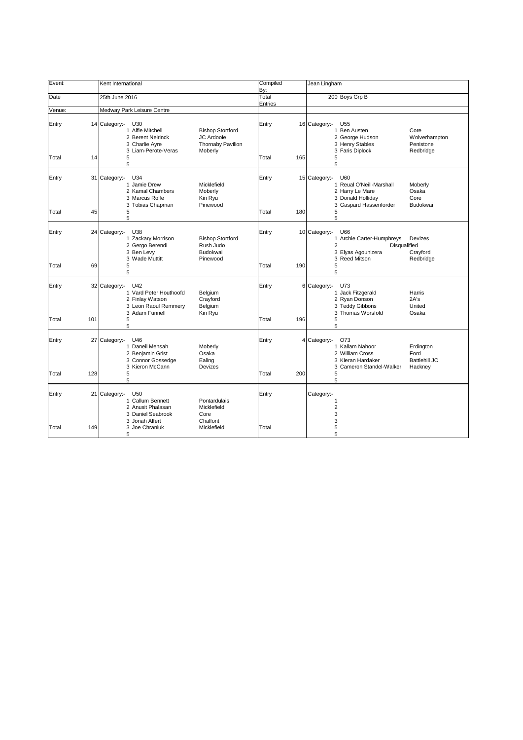| Event: | Kent International | Compiled By: | Jean Lingham |
|---|---|---|---|
| Date | 25th June 2016 | Total Entries | 200 Boys Grp B |
| Venue: | Medway Park Leisure Centre | | |

| | | Category:- | | | | | Category:- | |
|---|---|---|---|---|---|---|---|---|
| Entry | 14 | U30 | | Entry | 16 | | U55 | |
| | | 1 | Alfie Mitchell | Bishop Stortford | | | 1 | Ben Austen | Core |
| | | 2 | Berent Neirinck | JC Ardooie | | | 2 | George Hudson | Wolverhampton |
| | | 3 | Charlie Ayre | Thornaby Pavilion | | | 3 | Henry Stables | Penistone |
| | | 3 | Liam-Perote-Veras | Moberly | | | 3 | Faris Diplock | Redbridge |
| Total | 14 | 5 | | | Total | 165 | 5 | | |
| | | 5 | | | | | 5 | | |
| Entry | 31 | U34 | | | Entry | 15 | U60 | | |
| | | 1 | Jamie Drew | Micklefield | | | 1 | Reual O'Neill-Marshall | Moberly |
| | | 2 | Kamal Chambers | Moberly | | | 2 | Harry Le Mare | Osaka |
| | | 3 | Marcus Rolfe | Kin Ryu | | | 3 | Donald Holliday | Core |
| | | 3 | Tobias Chapman | Pinewood | | | 3 | Gaspard Hassenforder | Budokwai |
| Total | 45 | 5 | | | Total | 180 | 5 | | |
| | | 5 | | | | | 5 | | |
| Entry | 24 | U38 | | | Entry | 10 | U66 | | |
| | | 1 | Zackary Morrison | Bishop Stortford | | | 1 | Archie Carter-Humphreys | Devizes |
| | | 2 | Gergo Berendi | Rush Judo | | | 2 | Disqualified | |
| | | 3 | Ben Levy | Budokwai | | | 3 | Elyas Agounizera | Crayford |
| | | 3 | Wade Muttitt | Pinewood | | | 3 | Reed Mitson | Redbridge |
| Total | 69 | 5 | | | Total | 190 | 5 | | |
| | | 5 | | | | | 5 | | |
| Entry | 32 | U42 | | | Entry | 6 | U73 | | |
| | | 1 | Vard Peter Houthoofd | Belgium | | | 1 | Jack Fitzgerald | Harris |
| | | 2 | Finlay Watson | Crayford | | | 2 | Ryan Donson | 2A's |
| | | 3 | Leon Raoul Remmery | Belgium | | | 3 | Teddy Gibbons | United |
| | | 3 | Adam Funnell | Kin Ryu | | | 3 | Thomas Worsfold | Osaka |
| Total | 101 | 5 | | | Total | 196 | 5 | | |
| | | 5 | | | | | 5 | | |
| Entry | 27 | U46 | | | Entry | 4 | O73 | | |
| | | 1 | Daneil Mensah | Moberly | | | 1 | Kallam Nahoor | Erdington |
| | | 2 | Benjamin Grist | Osaka | | | 2 | William Cross | Ford |
| | | 3 | Connor Gossedge | Ealing | | | 3 | Kieran Hardaker | Battlehill JC |
| | | 3 | Kieron McCann | Devizes | | | 3 | Cameron Standel-Walker | Hackney |
| Total | 128 | 5 | | | Total | 200 | 5 | | |
| | | 5 | | | | | 5 | | |
| Entry | 21 | U50 | | | Entry | | | | |
| | | 1 | Callum Bennett | Pontardulais | | | 1 | | |
| | | 2 | Anusit Phalasan | Micklefield | | | 2 | | |
| | | 3 | Daniel Seabrook | Core | | | 3 | | |
| | | 3 | Jonah Alfert | Chalfont | | | 3 | | |
| Total | 149 | 3 | Joe Chraniuk | Micklefield | Total | | 5 | | |
| | | 5 | | | | | 5 | | |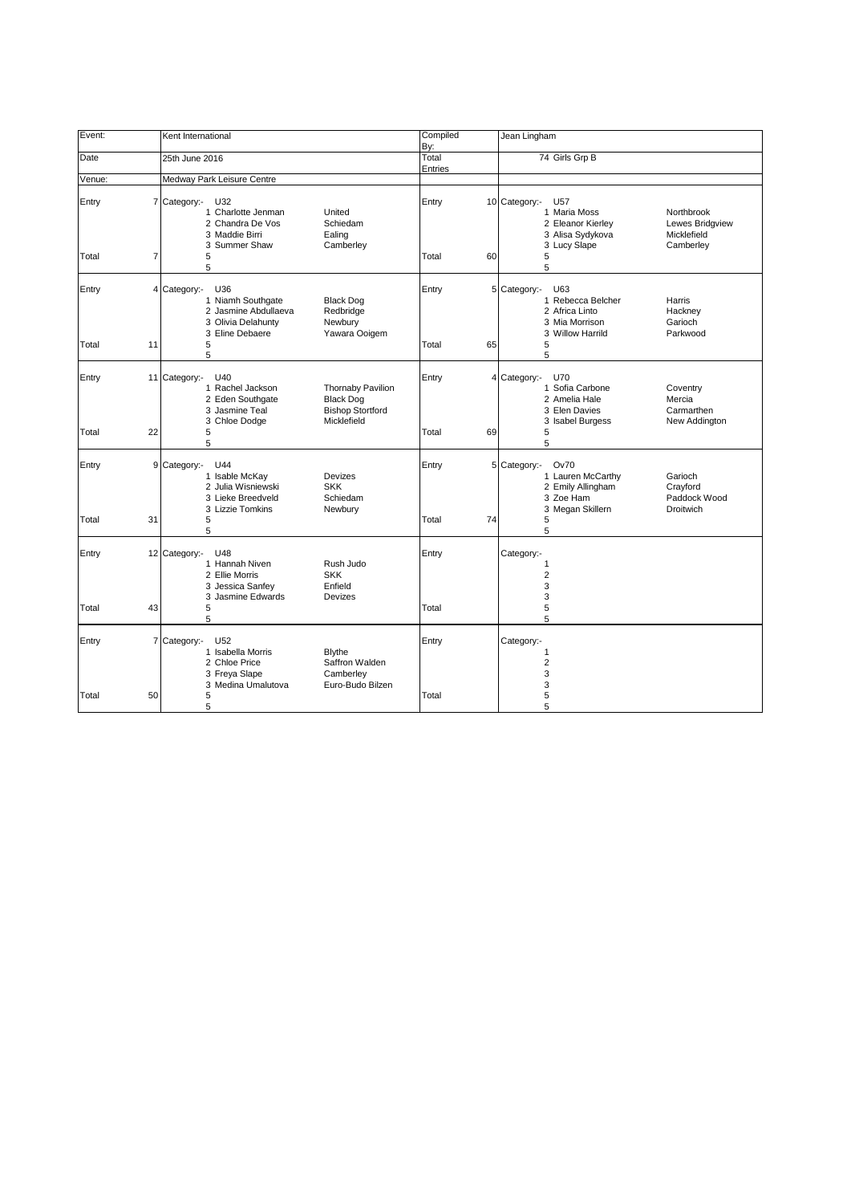| Event: | | Kent International | | Compiled By: | | Jean Lingham | |
|---|---|---|---|---|---|---|---|
| Date | | 25th June 2016 | | Total Entries | | 74 Girls Grp B | |
| Venue: | | Medway Park Leisure Centre | | | | | |
| Entry | 7 | Category:- U32 | | Entry | 10 | Category:- U57 | |
| | | 1 Charlotte Jenman | United | | | 1 Maria Moss | Northbrook |
| | | 2 Chandra De Vos | Schiedam | | | 2 Eleanor Kierley | Lewes Bridgview |
| | | 3 Maddie Birri | Ealing | | | 3 Alisa Sydykova | Micklefield |
| | | 3 Summer Shaw | Camberley | | | 3 Lucy Slape | Camberley |
| Total | 7 | 5 | | Total | 60 | 5 | |
| | | 5 | | | | 5 | |
| Entry | 4 | Category:- U36 | | Entry | 5 | Category:- U63 | |
| | | 1 Niamh Southgate | Black Dog | | | 1 Rebecca Belcher | Harris |
| | | 2 Jasmine Abdullaeva | Redbridge | | | 2 Africa Linto | Hackney |
| | | 3 Olivia Delahunty | Newbury | | | 3 Mia Morrison | Garioch |
| | | 3 Eline Debaere | Yawara Ooigem | | | 3 Willow Harrild | Parkwood |
| Total | 11 | 5 | | Total | 65 | 5 | |
| | | 5 | | | | 5 | |
| Entry | 11 | Category:- U40 | | Entry | 4 | Category:- U70 | |
| | | 1 Rachel Jackson | Thornaby Pavilion | | | 1 Sofia Carbone | Coventry |
| | | 2 Eden Southgate | Black Dog | | | 2 Amelia Hale | Mercia |
| | | 3 Jasmine Teal | Bishop Stortford | | | 3 Elen Davies | Carmarthen |
| | | 3 Chloe Dodge | Micklefield | | | 3 Isabel Burgess | New Addington |
| Total | 22 | 5 | | Total | 69 | 5 | |
| | | 5 | | | | 5 | |
| Entry | 9 | Category:- U44 | | Entry | 5 | Category:- Ov70 | |
| | | 1 Isable McKay | Devizes | | | 1 Lauren McCarthy | Garioch |
| | | 2 Julia Wisniewski | SKK | | | 2 Emily Allingham | Crayford |
| | | 3 Lieke Breedveld | Schiedam | | | 3 Zoe Ham | Paddock Wood |
| | | 3 Lizzie Tomkins | Newbury | | | 3 Megan Skillern | Droitwich |
| Total | 31 | 5 | | Total | 74 | 5 | |
| | | 5 | | | | 5 | |
| Entry | 12 | Category:- U48 | | Entry | | Category:- | |
| | | 1 Hannah Niven | Rush Judo | | | 1 | |
| | | 2 Ellie Morris | SKK | | | 2 | |
| | | 3 Jessica Sanfey | Enfield | | | 3 | |
| | | 3 Jasmine Edwards | Devizes | | | 3 | |
| Total | 43 | 5 | | Total | | 5 | |
| | | 5 | | | | 5 | |
| Entry | 7 | Category:- U52 | | Entry | | Category:- | |
| | | 1 Isabella Morris | Blythe | | | 1 | |
| | | 2 Chloe Price | Saffron Walden | | | 2 | |
| | | 3 Freya Slape | Camberley | | | 3 | |
| | | 3 Medina Umalutova | Euro-Budo Bilzen | | | 3 | |
| Total | 50 | 5 | | Total | | 5 | |
| | | 5 | | | | 5 | |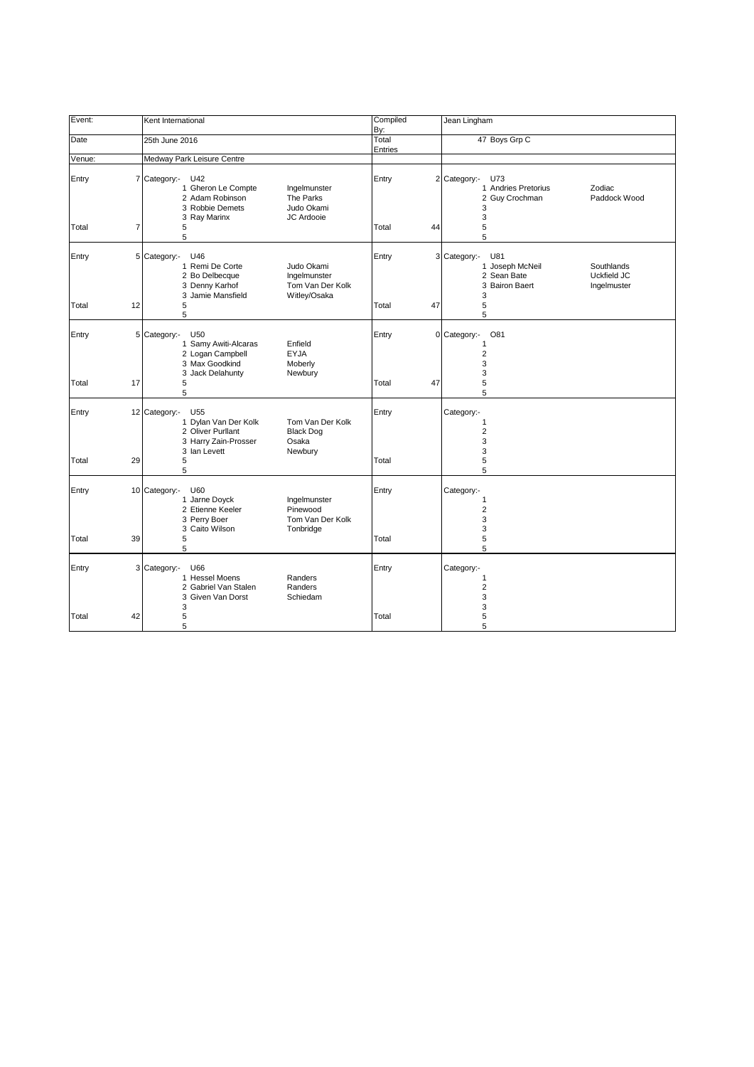| Event: | Kent International | | Compiled By: | Jean Lingham | |
|---|---|---|---|---|---|
| Date | 25th June 2016 | | Total Entries | 47 Boys Grp C | |
| Venue: | Medway Park Leisure Centre | | | | |

| | | Category:- U42 | | | | Category:- U73 | |
|---|---|---|---|---|---|---|---|
| Entry | 7 | 1 Gheron Le Compte | Ingelmunster | Entry | 2 | 1 Andries Pretorius | Zodiac |
| | | 2 Adam Robinson | The Parks | | | 2 Guy Crochman | Paddock Wood |
| | | 3 Robbie Demets | Judo Okami | | | 3 | |
| | | 3 Ray Marinx | JC Ardooie | | | 3 | |
| Total | 7 | 5 | | Total | 44 | 5 | |
| | | 5 | | | | 5 | |

| | | Category:- U46 | | | | Category:- U81 | |
|---|---|---|---|---|---|---|---|
| Entry | 5 | 1 Remi De Corte | Judo Okami | Entry | 3 | 1 Joseph McNeil | Southlands |
| | | 2 Bo Delbecque | Ingelmunster | | | 2 Sean Bate | Uckfield JC |
| | | 3 Denny Karhof | Tom Van Der Kolk | | | 3 Bairon Baert | Ingelmuster |
| | | 3 Jamie Mansfield | Witley/Osaka | | | 3 | |
| Total | 12 | 5 | | Total | 47 | 5 | |
| | | 5 | | | | 5 | |

| | | Category:- U50 | | | | Category:- O81 | |
|---|---|---|---|---|---|---|---|
| Entry | 5 | 1 Samy Awiti-Alcaras | Enfield | Entry | 0 | 1 | |
| | | 2 Logan Campbell | EYJA | | | 2 | |
| | | 3 Max Goodkind | Moberly | | | 3 | |
| | | 3 Jack Delahunty | Newbury | | | 3 | |
| Total | 17 | 5 | | Total | 47 | 5 | |
| | | 5 | | | | 5 | |

| | | Category:- U55 | | | | Category:- | |
|---|---|---|---|---|---|---|---|
| Entry | 12 | 1 Dylan Van Der Kolk | Tom Van Der Kolk | Entry | | 1 | |
| | | 2 Oliver Purllant | Black Dog | | | 2 | |
| | | 3 Harry Zain-Prosser | Osaka | | | 3 | |
| | | 3 Ian Levett | Newbury | | | 3 | |
| Total | 29 | 5 | | Total | | 5 | |
| | | 5 | | | | 5 | |

| | | Category:- U60 | | | | Category:- | |
|---|---|---|---|---|---|---|---|
| Entry | 10 | 1 Jarne Doyck | Ingelmunster | Entry | | 1 | |
| | | 2 Etienne Keeler | Pinewood | | | 2 | |
| | | 3 Perry Boer | Tom Van Der Kolk | | | 3 | |
| | | 3 Caito Wilson | Tonbridge | | | 3 | |
| Total | 39 | 5 | | Total | | 5 | |
| | | 5 | | | | 5 | |

| | | Category:- U66 | | | | Category:- | |
|---|---|---|---|---|---|---|---|
| Entry | 3 | 1 Hessel Moens | Randers | Entry | | 1 | |
| | | 2 Gabriel Van Stalen | Randers | | | 2 | |
| | | 3 Given Van Dorst | Schiedam | | | 3 | |
| | | 3 | | | | 3 | |
| Total | 42 | 5 | | Total | | 5 | |
| | | 5 | | | | 5 | |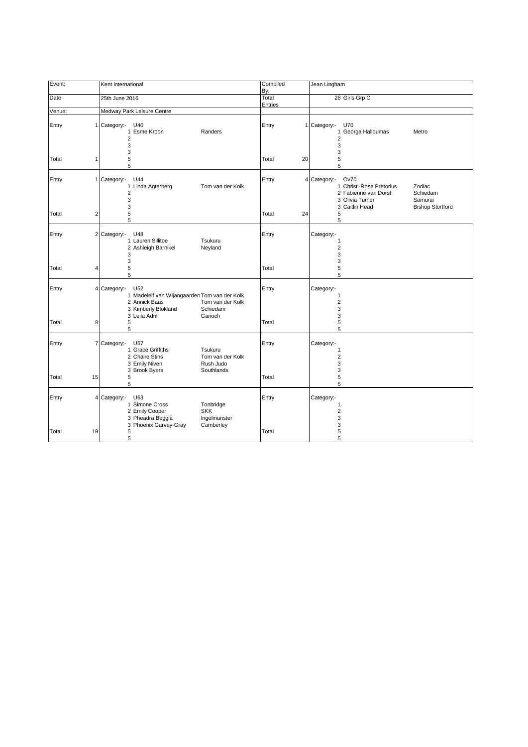| Event: | Kent International | | Compiled By: | Jean Lingham | |
|---|---|---|---|---|---|
| Date | 25th June 2016 | | Total Entries | 28 Girls Grp C | |
| Venue: | Medway Park Leisure Centre | | | | |

| | | | | | | | | |
|---|---|---|---|---|---|---|---|---|
| Entry | 1 | Category:- U40 | | Entry | 1 | Category:- U70 | | |
| | | 1 Esme Kroon | Randers | | | 1 Georga Halloumas | Metro | |
| | | 2 | | | | 2 | | |
| | | 3 | | | | 3 | | |
| | | 3 | | | | 3 | | |
| Total | 1 | 5 | | Total | 20 | 5 | | |
| | | 5 | | | | 5 | | |
| Entry | 1 | Category:- U44 | | Entry | 4 | Category:- Ov70 | | |
| | | 1 Linda Agterberg | Tom van der Kolk | | | 1 Christi-Rose Pretorius | Zodiac | |
| | | 2 | | | | 2 Fabienne van Dorst | Schiedam | |
| | | 3 | | | | 3 Olivia Turner | Samurai | |
| | | 3 | | | | 3 Caitlin Head | Bishop Stortford | |
| Total | 2 | 5 | | Total | 24 | 5 | | |
| | | 5 | | | | 5 | | |
| Entry | 2 | Category:- U48 | | Entry | | Category:- | | |
| | | 1 Lauren Sillitoe | Tsukuru | | | 1 | | |
| | | 2 Ashleigh Barnikel | Neyland | | | 2 | | |
| | | 3 | | | | 3 | | |
| | | 3 | | | | 3 | | |
| Total | 4 | 5 | | Total | | 5 | | |
| | | 5 | | | | 5 | | |
| Entry | 4 | Category:- U52 | | Entry | | Category:- | | |
| | | 1 Madeleif van Wijangaarden | Tom van der Kolk | | | 1 | | |
| | | 2 Annick Baas | Tom van der Kolk | | | 2 | | |
| | | 3 Kimberly Blokland | Schiedam | | | 3 | | |
| | | 3 Leila Adrif | Garioch | | | 3 | | |
| Total | 8 | 5 | | Total | | 5 | | |
| | | 5 | | | | 5 | | |
| Entry | 7 | Category:- U57 | | Entry | | Category:- | | |
| | | 1 Grace Griffiths | Tsukuru | | | 1 | | |
| | | 2 Chaire Stins | Tom van der Kolk | | | 2 | | |
| | | 3 Emily Niven | Rush Judo | | | 3 | | |
| | | 3 Brook Byers | Southlands | | | 3 | | |
| Total | 15 | 5 | | Total | | 5 | | |
| | | 5 | | | | 5 | | |
| Entry | 4 | Category:- U63 | | Entry | | Category:- | | |
| | | 1 Simone Cross | Tonbridge | | | 1 | | |
| | | 2 Emily Cooper | SKK | | | 2 | | |
| | | 3 Pheadra Beggia | Ingelmunster | | | 3 | | |
| | | 3 Phoenix Garvey-Gray | Camberley | | | 3 | | |
| Total | 19 | 5 | | Total | | 5 | | |
| | | 5 | | | | 5 | | |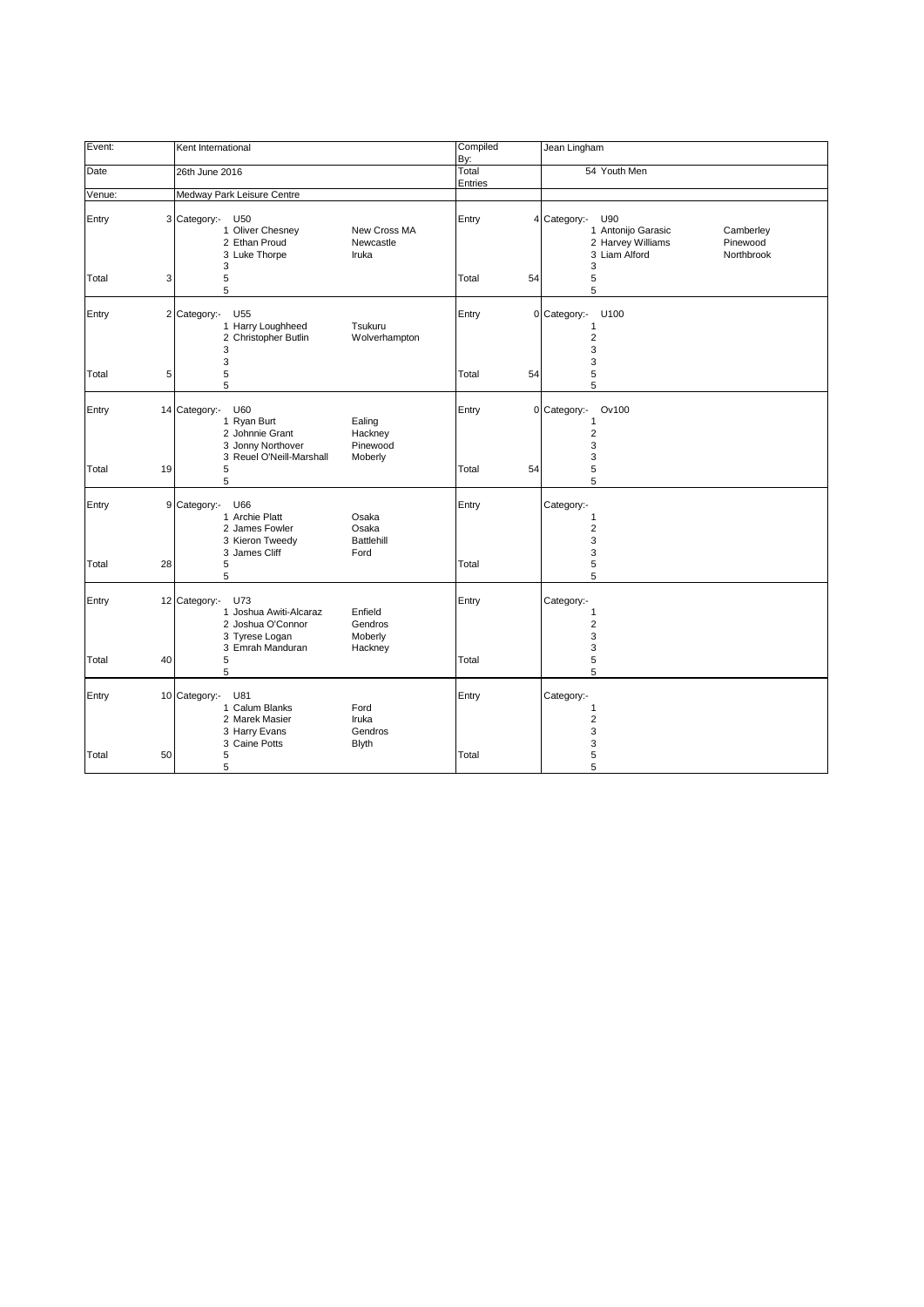| Event: | Kent International | Compiled By: | Jean Lingham |
|---|---|---|---|
| Date | 26th June 2016 | Total Entries | 54 Youth Men |
| Venue: | Medway Park Leisure Centre | | |

| | | | | | | | | | |
|---|---|---|---|---|---|---|---|---|---|
| Entry | 3 | Category:- | U50 | | Entry | 4 | Category:- | U90 | |
| | | 1 | Oliver Chesney | New Cross MA | | | 1 | Antonijo Garasic | Camberley |
| | | 2 | Ethan Proud | Newcastle | | | 2 | Harvey Williams | Pinewood |
| | | 3 | Luke Thorpe | Iruka | | | 3 | Liam Alford | Northbrook |
| | | 3 | | | | | 3 | | |
| Total | 3 | 5 | | | Total | 54 | 5 | | |
| | | 5 | | | | | 5 | | |
| Entry | 2 | Category:- | U55 | | Entry | 0 | Category:- | U100 | |
| | | 1 | Harry Loughheed | Tsukuru | | | 1 | | |
| | | 2 | Christopher Butlin | Wolverhampton | | | 2 | | |
| | | 3 | | | | | 3 | | |
| | | 3 | | | | | 3 | | |
| Total | 5 | 5 | | | Total | 54 | 5 | | |
| | | 5 | | | | | 5 | | |
| Entry | 14 | Category:- | U60 | | Entry | 0 | Category:- | Ov100 | |
| | | 1 | Ryan Burt | Ealing | | | 1 | | |
| | | 2 | Johnnie Grant | Hackney | | | 2 | | |
| | | 3 | Jonny Northover | Pinewood | | | 3 | | |
| | | 3 | Reuel O'Neill-Marshall | Moberly | | | 3 | | |
| Total | 19 | 5 | | | Total | 54 | 5 | | |
| | | 5 | | | | | 5 | | |
| Entry | 9 | Category:- | U66 | | Entry | | Category:- | | |
| | | 1 | Archie Platt | Osaka | | | 1 | | |
| | | 2 | James Fowler | Osaka | | | 2 | | |
| | | 3 | Kieron Tweedy | Battlehill | | | 3 | | |
| | | 3 | James Cliff | Ford | | | 3 | | |
| Total | 28 | 5 | | | Total | | 5 | | |
| | | 5 | | | | | 5 | | |
| Entry | 12 | Category:- | U73 | | Entry | | Category:- | | |
| | | 1 | Joshua Awiti-Alcaraz | Enfield | | | 1 | | |
| | | 2 | Joshua O'Connor | Gendros | | | 2 | | |
| | | 3 | Tyrese Logan | Moberly | | | 3 | | |
| | | 3 | Emrah Manduran | Hackney | | | 3 | | |
| Total | 40 | 5 | | | Total | | 5 | | |
| | | 5 | | | | | 5 | | |
| Entry | 10 | Category:- | U81 | | Entry | | Category:- | | |
| | | 1 | Calum Blanks | Ford | | | 1 | | |
| | | 2 | Marek Masier | Iruka | | | 2 | | |
| | | 3 | Harry Evans | Gendros | | | 3 | | |
| | | 3 | Caine Potts | Blyth | | | 3 | | |
| Total | 50 | 5 | | | Total | | 5 | | |
| | | 5 | | | | | 5 | | |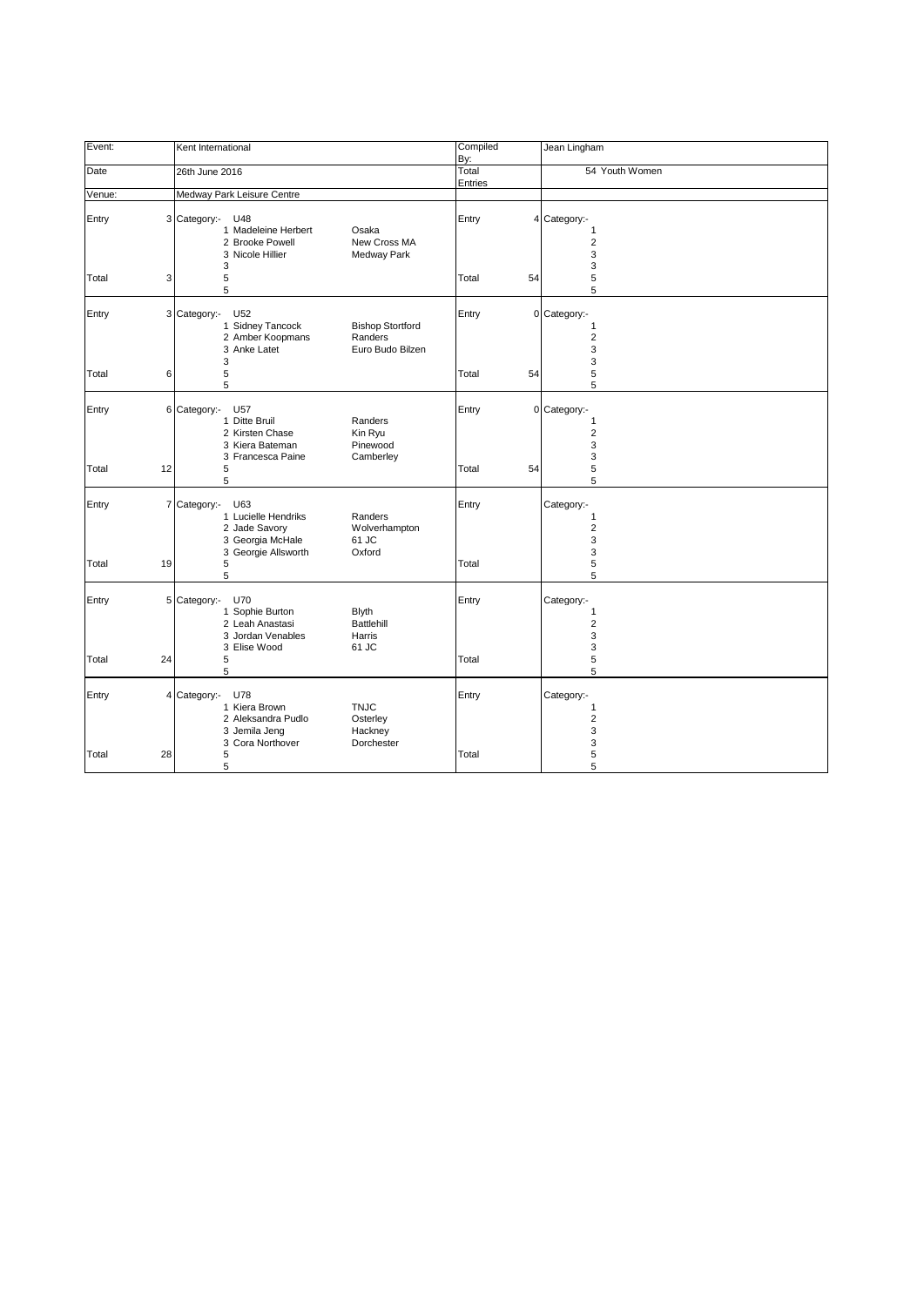| Event: | Kent International | | | Compiled By: | | Jean Lingham | |
|---|---|---|---|---|---|---|---|
| Date | 26th June 2016 | | | Total Entries | | 54 Youth Women | |
| Venue: | Medway Park Leisure Centre | | | | | | |
| Entry | 3 | Category:- U48 | | Entry | 4 | Category:- | |
| | | 1 Madeleine Herbert | Osaka | | | 1 | |
| | | 2 Brooke Powell | New Cross MA | | | 2 | |
| | | 3 Nicole Hillier | Medway Park | | | 3 | |
| | | 3 | | | | 3 | |
| Total | 3 | 5 | | Total | 54 | 5 | |
| | | 5 | | | | 5 | |
| Entry | 3 | Category:- U52 | | Entry | 0 | Category:- | |
| | | 1 Sidney Tancock | Bishop Stortford | | | 1 | |
| | | 2 Amber Koopmans | Randers | | | 2 | |
| | | 3 Anke Latet | Euro Budo Bilzen | | | 3 | |
| | | 3 | | | | 3 | |
| Total | 6 | 5 | | Total | 54 | 5 | |
| | | 5 | | | | 5 | |
| Entry | 6 | Category:- U57 | | Entry | 0 | Category:- | |
| | | 1 Ditte Bruil | Randers | | | 1 | |
| | | 2 Kirsten Chase | Kin Ryu | | | 2 | |
| | | 3 Kiera Bateman | Pinewood | | | 3 | |
| | | 3 Francesca Paine | Camberley | | | 3 | |
| Total | 12 | 5 | | Total | 54 | 5 | |
| | | 5 | | | | 5 | |
| Entry | 7 | Category:- U63 | | Entry | | Category:- | |
| | | 1 Lucielle Hendriks | Randers | | | 1 | |
| | | 2 Jade Savory | Wolverhampton | | | 2 | |
| | | 3 Georgia McHale | 61 JC | | | 3 | |
| | | 3 Georgie Allsworth | Oxford | | | 3 | |
| Total | 19 | 5 | | Total | | 5 | |
| | | 5 | | | | 5 | |
| Entry | 5 | Category:- U70 | | Entry | | Category:- | |
| | | 1 Sophie Burton | Blyth | | | 1 | |
| | | 2 Leah Anastasi | Battlehill | | | 2 | |
| | | 3 Jordan Venables | Harris | | | 3 | |
| | | 3 Elise Wood | 61 JC | | | 3 | |
| Total | 24 | 5 | | Total | | 5 | |
| | | 5 | | | | 5 | |
| Entry | 4 | Category:- U78 | | Entry | | Category:- | |
| | | 1 Kiera Brown | TNJC | | | 1 | |
| | | 2 Aleksandra Pudlo | Osterley | | | 2 | |
| | | 3 Jemila Jeng | Hackney | | | 3 | |
| | | 3 Cora Northover | Dorchester | | | 3 | |
| Total | 28 | 5 | | Total | | 5 | |
| | | 5 | | | | 5 | |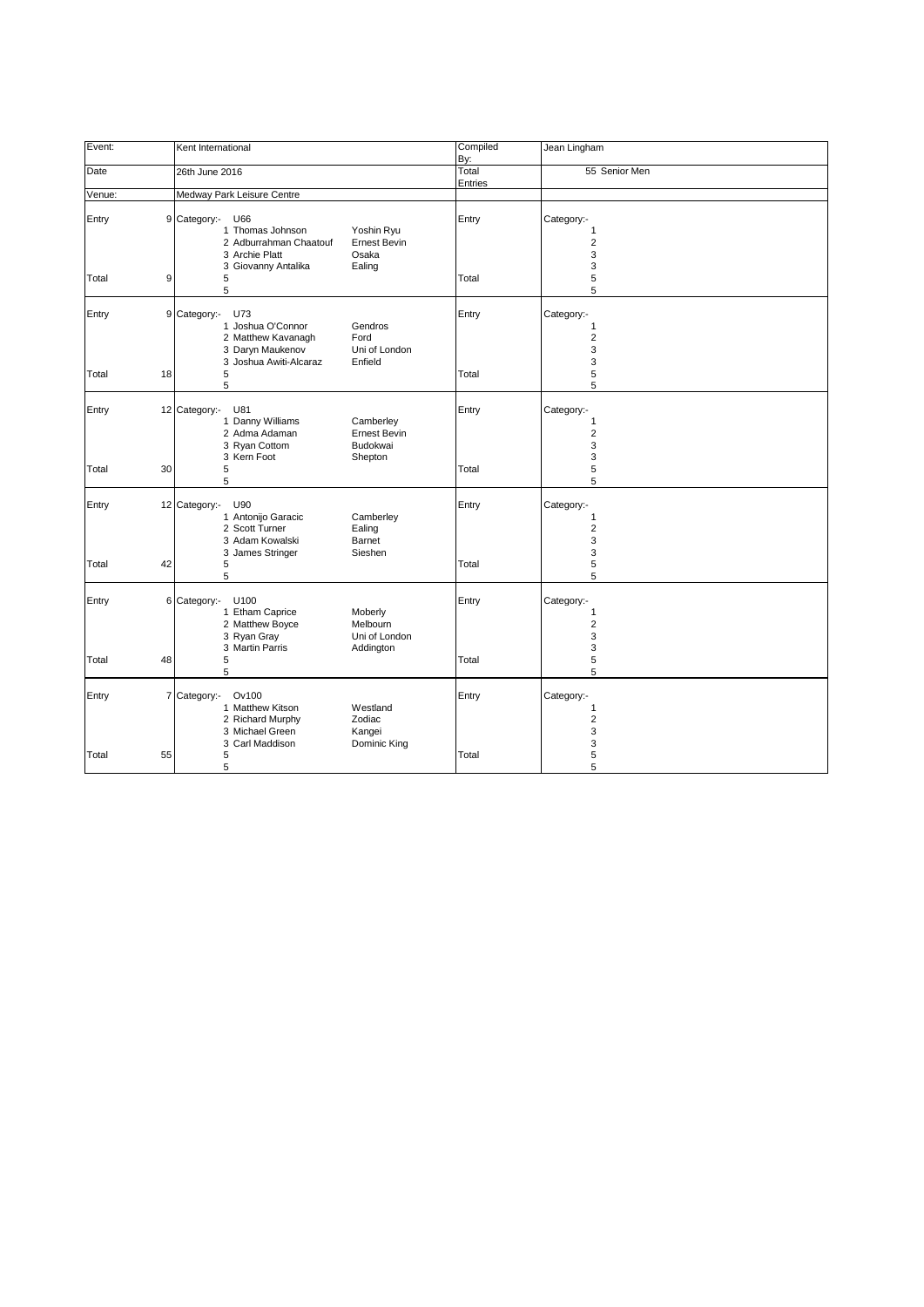| Event: | Kent International | | Compiled By: | Jean Lingham |
|---|---|---|---|---|
| Date | 26th June 2016 | | Total Entries | 55 Senior Men |
| Venue: | Medway Park Leisure Centre | | | |

| | | Category:- | | | | Entry | Category:- |
|---|---|---|---|---|---|---|---|
| Entry | 9 | Category:- | U66 | | | Entry | Category:- |
| | | 1 | Thomas Johnson | Yoshin Ryu | | | 1 |
| | | 2 | Adburrahman Chaatouf | Ernest Bevin | | | 2 |
| | | 3 | Archie Platt | Osaka | | | 3 |
| | | 3 | Giovanny Antalika | Ealing | | | 3 |
| Total | 9 | 5 | | | | Total | 5 |
| | | 5 | | | | | 5 |
| Entry | 9 | Category:- | U73 | | | Entry | Category:- |
| | | 1 | Joshua O'Connor | Gendros | | | 1 |
| | | 2 | Matthew Kavanagh | Ford | | | 2 |
| | | 3 | Daryn Maukenov | Uni of London | | | 3 |
| | | 3 | Joshua Awiti-Alcaraz | Enfield | | | 3 |
| Total | 18 | 5 | | | | Total | 5 |
| | | 5 | | | | | 5 |
| Entry | 12 | Category:- | U81 | | | Entry | Category:- |
| | | 1 | Danny Williams | Camberley | | | 1 |
| | | 2 | Adma Adaman | Ernest Bevin | | | 2 |
| | | 3 | Ryan Cottom | Budokwai | | | 3 |
| | | 3 | Kern Foot | Shepton | | | 3 |
| Total | 30 | 5 | | | | Total | 5 |
| | | 5 | | | | | 5 |
| Entry | 12 | Category:- | U90 | | | Entry | Category:- |
| | | 1 | Antonijo Garacic | Camberley | | | 1 |
| | | 2 | Scott Turner | Ealing | | | 2 |
| | | 3 | Adam Kowalski | Barnet | | | 3 |
| | | 3 | James Stringer | Sieshen | | | 3 |
| Total | 42 | 5 | | | | Total | 5 |
| | | 5 | | | | | 5 |
| Entry | 6 | Category:- | U100 | | | Entry | Category:- |
| | | 1 | Etham Caprice | Moberly | | | 1 |
| | | 2 | Matthew Boyce | Melbourn | | | 2 |
| | | 3 | Ryan Gray | Uni of London | | | 3 |
| | | 3 | Martin Parris | Addington | | | 3 |
| Total | 48 | 5 | | | | Total | 5 |
| | | 5 | | | | | 5 |
| Entry | 7 | Category:- | Ov100 | | | Entry | Category:- |
| | | 1 | Matthew Kitson | Westland | | | 1 |
| | | 2 | Richard Murphy | Zodiac | | | 2 |
| | | 3 | Michael Green | Kangei | | | 3 |
| | | 3 | Carl Maddison | Dominic King | | | 3 |
| Total | 55 | 5 | | | | Total | 5 |
| | | 5 | | | | | 5 |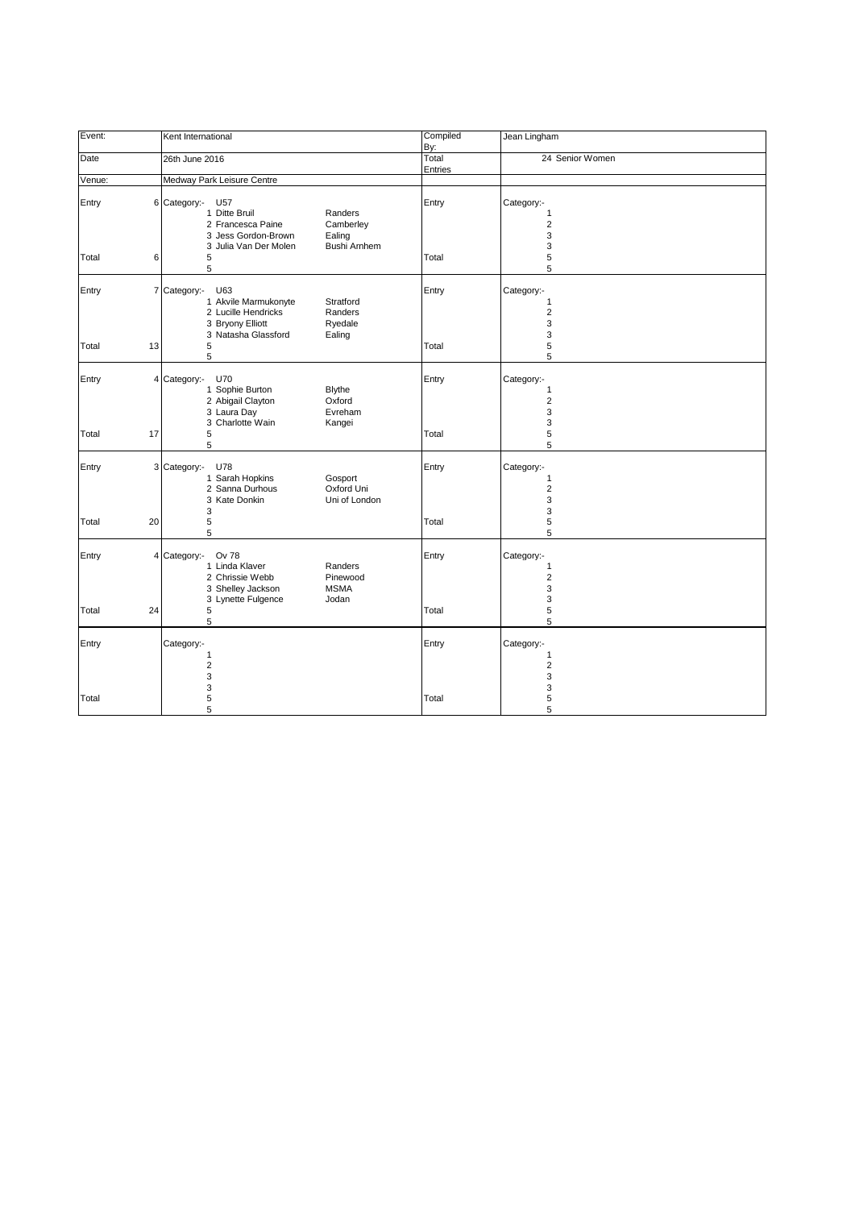| Event: | | Kent International | | Compiled By: | Jean Lingham |
|---|---|---|---|---|---|
| Date | | 26th June 2016 | | Total Entries | 24 Senior Women |
| Venue: | | Medway Park Leisure Centre | | | |
| Entry | 6 | Category:- U57 | | Entry | Category:- |
| | | 1 Ditte Bruil | Randers | | 1 |
| | | 2 Francesca Paine | Camberley | | 2 |
| | | 3 Jess Gordon-Brown | Ealing | | 3 |
| | | 3 Julia Van Der Molen | Bushi Arnhem | | 3 |
| Total | 6 | 5 | | Total | 5 |
| | | 5 | | | 5 |
| Entry | 7 | Category:- U63 | | Entry | Category:- |
| | | 1 Akvile Marmukonyte | Stratford | | 1 |
| | | 2 Lucille Hendricks | Randers | | 2 |
| | | 3 Bryony Elliott | Ryedale | | 3 |
| | | 3 Natasha Glassford | Ealing | | 3 |
| Total | 13 | 5 | | Total | 5 |
| | | 5 | | | 5 |
| Entry | 4 | Category:- U70 | | Entry | Category:- |
| | | 1 Sophie Burton | Blythe | | 1 |
| | | 2 Abigail Clayton | Oxford | | 2 |
| | | 3 Laura Day | Evreham | | 3 |
| | | 3 Charlotte Wain | Kangei | | 3 |
| Total | 17 | 5 | | Total | 5 |
| | | 5 | | | 5 |
| Entry | 3 | Category:- U78 | | Entry | Category:- |
| | | 1 Sarah Hopkins | Gosport | | 1 |
| | | 2 Sanna Durhous | Oxford Uni | | 2 |
| | | 3 Kate Donkin | Uni of London | | 3 |
| | | 3 | | | 3 |
| Total | 20 | 5 | | Total | 5 |
| | | 5 | | | 5 |
| Entry | 4 | Category:- Ov 78 | | Entry | Category:- |
| | | 1 Linda Klaver | Randers | | 1 |
| | | 2 Chrissie Webb | Pinewood | | 2 |
| | | 3 Shelley Jackson | MSMA | | 3 |
| | | 3 Lynette Fulgence | Jodan | | 3 |
| Total | 24 | 5 | | Total | 5 |
| | | 5 | | | 5 |
| Entry | | Category:- | | Entry | Category:- |
| | | 1 | | | 1 |
| | | 2 | | | 2 |
| | | 3 | | | 3 |
| | | 3 | | | 3 |
| Total | | 5 | | Total | 5 |
| | | 5 | | | 5 |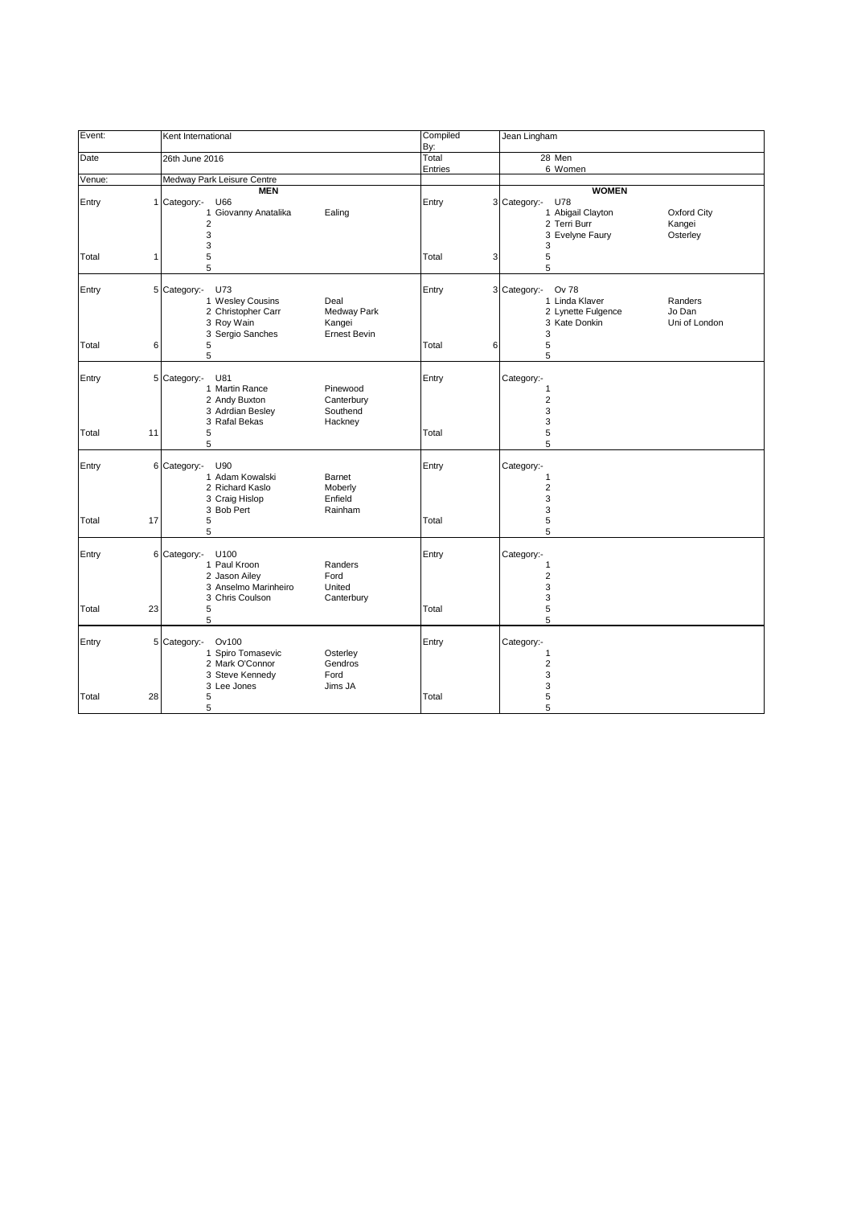| Event: | Kent International | | | Compiled By: | Jean Lingham | | |
|---|---|---|---|---|---|---|---|
| Date | 26th June 2016 | | | Total Entries | 28 Men<br>6 Women | | |
| Venue: | Medway Park Leisure Centre | | | | | | |
| | | **MEN** | | | | **WOMEN** | |
| Entry | 1 | Category:- U66 | | Entry | 3 | Category:- U78 | |
| | | 1 Giovanny Anatalika | Ealing | | | 1 Abigail Clayton | Oxford City |
| | | 2 | | | | 2 Terri Burr | Kangei |
| | | 3 | | | | 3 Evelyne Faury | Osterley |
| | | 3 | | | | 3 | |
| Total | 1 | 5 | | Total | 3 | 5 | |
| | | 5 | | | | 5 | |
| Entry | 5 | Category:- U73 | | Entry | 3 | Category:- Ov 78 | |
| | | 1 Wesley Cousins | Deal | | | 1 Linda Klaver | Randers |
| | | 2 Christopher Carr | Medway Park | | | 2 Lynette Fulgence | Jo Dan |
| | | 3 Roy Wain | Kangei | | | 3 Kate Donkin | Uni of London |
| | | 3 Sergio Sanches | Ernest Bevin | | | 3 | |
| Total | 6 | 5 | | Total | 6 | 5 | |
| | | 5 | | | | 5 | |
| Entry | 5 | Category:- U81 | | Entry | | Category:- | |
| | | 1 Martin Rance | Pinewood | | | 1 | |
| | | 2 Andy Buxton | Canterbury | | | 2 | |
| | | 3 Adrdian Besley | Southend | | | 3 | |
| | | 3 Rafal Bekas | Hackney | | | 3 | |
| Total | 11 | 5 | | Total | | 5 | |
| | | 5 | | | | 5 | |
| Entry | 6 | Category:- U90 | | Entry | | Category:- | |
| | | 1 Adam Kowalski | Barnet | | | 1 | |
| | | 2 Richard Kaslo | Moberly | | | 2 | |
| | | 3 Craig Hislop | Enfield | | | 3 | |
| | | 3 Bob Pert | Rainham | | | 3 | |
| Total | 17 | 5 | | Total | | 5 | |
| | | 5 | | | | 5 | |
| Entry | 6 | Category:- U100 | | Entry | | Category:- | |
| | | 1 Paul Kroon | Randers | | | 1 | |
| | | 2 Jason Ailey | Ford | | | 2 | |
| | | 3 Anselmo Marinheiro | United | | | 3 | |
| | | 3 Chris Coulson | Canterbury | | | 3 | |
| Total | 23 | 5 | | Total | | 5 | |
| | | 5 | | | | 5 | |
| Entry | 5 | Category:- Ov100 | | Entry | | Category:- | |
| | | 1 Spiro Tomasevic | Osterley | | | 1 | |
| | | 2 Mark O'Connor | Gendros | | | 2 | |
| | | 3 Steve Kennedy | Ford | | | 3 | |
| | | 3 Lee Jones | Jims JA | | | 3 | |
| Total | 28 | 5 | | Total | | 5 | |
| | | 5 | | | | 5 | |